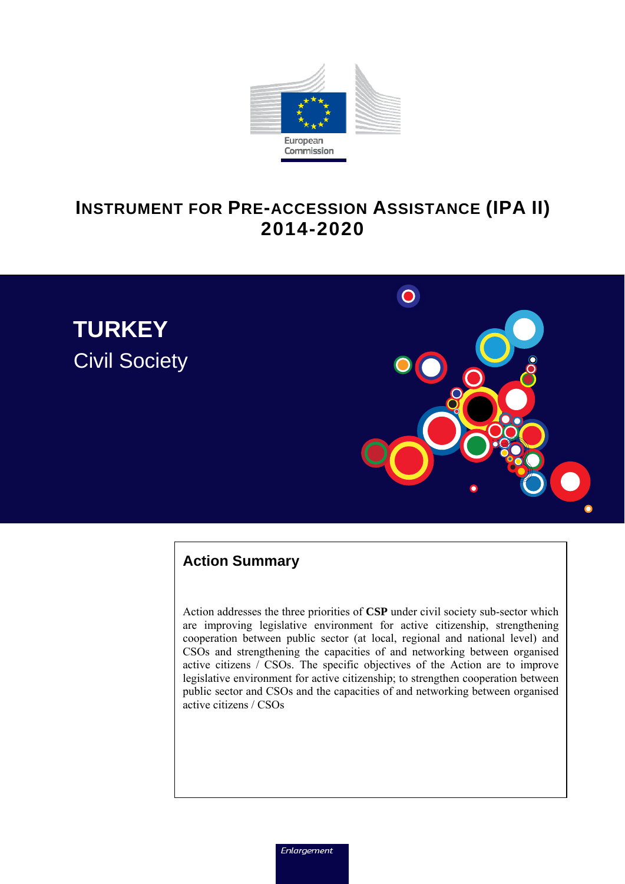European Commission

# INSTRUMENT FOR PRE-ACCESSION ASSISTANCE (IPA II) 2014-2020

# TURKEY

## Civil Society

### Action Summary

Action addresses the three priorities of **CSP** under civil society sub-sector which are improving legislative environment for active citizenship, strengthening cooperation between public sector (at local, regional and national level) and CSOs and strengthening the capacities of and networking between organised active citizens / CSOs. The specific objectives of the Action are to improve legislative environment for active citizenship; to strengthen cooperation between public sector and CSOs and the capacities of and networking between organised active citizens / CSOs

*Enlargement*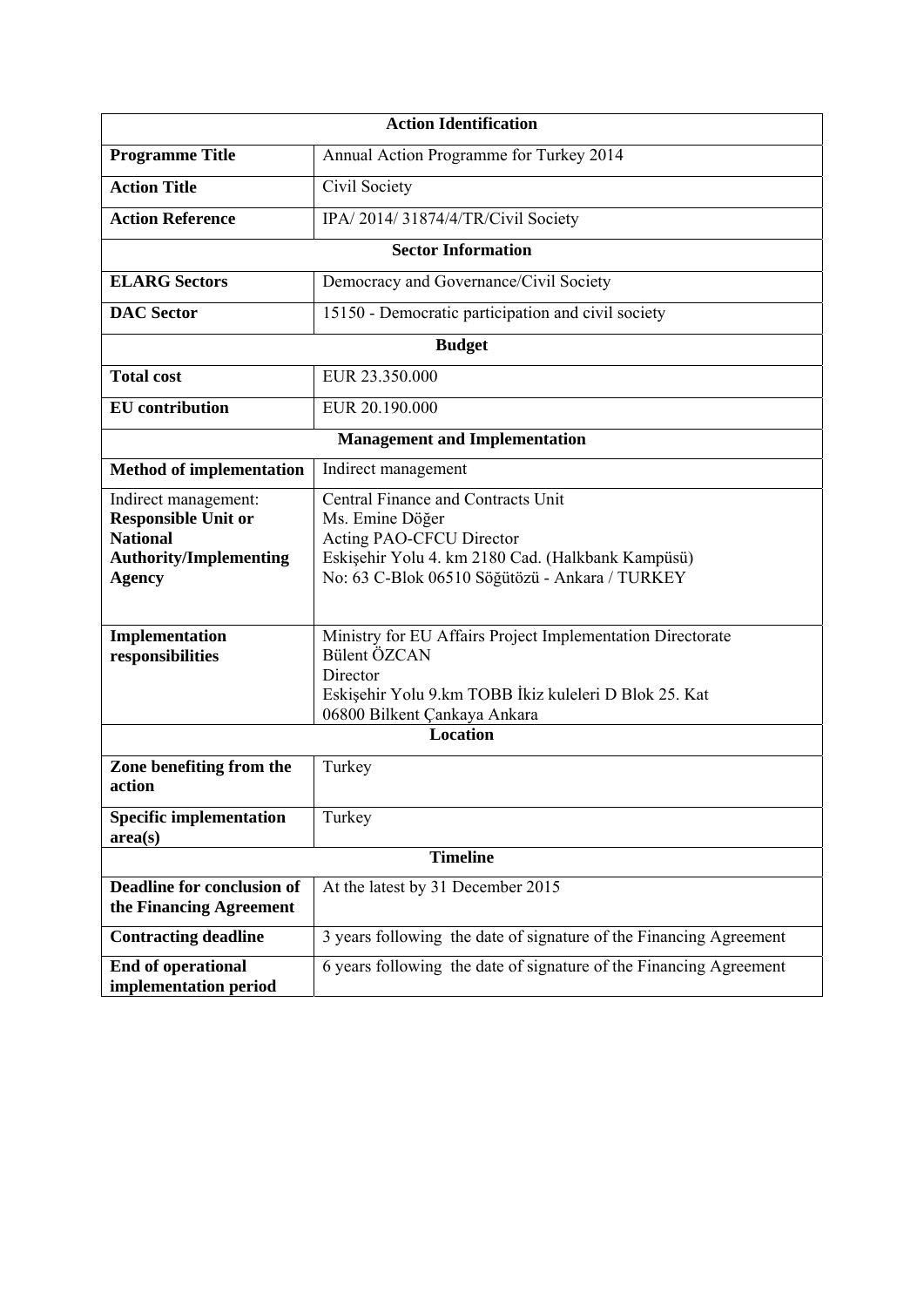| Action Identification | |
|---|---|
| **Programme Title** | Annual Action Programme for Turkey 2014 |
| **Action Title** | Civil Society |
| **Action Reference** | IPA/ 2014/ 31874/4/TR/Civil Society |
| **Sector Information** | |
| **ELARG Sectors** | Democracy and Governance/Civil Society |
| **DAC Sector** | 15150 - Democratic participation and civil society |
| **Budget** | |
| **Total cost** | EUR 23.350.000 |
| **EU contribution** | EUR 20.190.000 |
| **Management and Implementation** | |
| **Method of implementation** | Indirect management |
| Indirect management: **Responsible Unit or National Authority/Implementing Agency** | Central Finance and Contracts Unit<br>Ms. Emine Döğer<br>Acting PAO-CFCU Director<br>Eskişehir Yolu 4. km 2180 Cad. (Halkbank Kampüsü)<br>No: 63 C-Blok 06510 Söğütözü - Ankara / TURKEY |
| **Implementation responsibilities** | Ministry for EU Affairs Project Implementation Directorate<br>Bülent ÖZCAN<br>Director<br>Eskişehir Yolu 9.km TOBB İkiz kuleleri D Blok 25. Kat<br>06800 Bilkent Çankaya Ankara |
| **Location** | |
| **Zone benefiting from the action** | Turkey |
| **Specific implementation area(s)** | Turkey |
| **Timeline** | |
| **Deadline for conclusion of the Financing Agreement** | At the latest by 31 December 2015 |
| **Contracting deadline** | 3 years following the date of signature of the Financing Agreement |
| **End of operational implementation period** | 6 years following the date of signature of the Financing Agreement |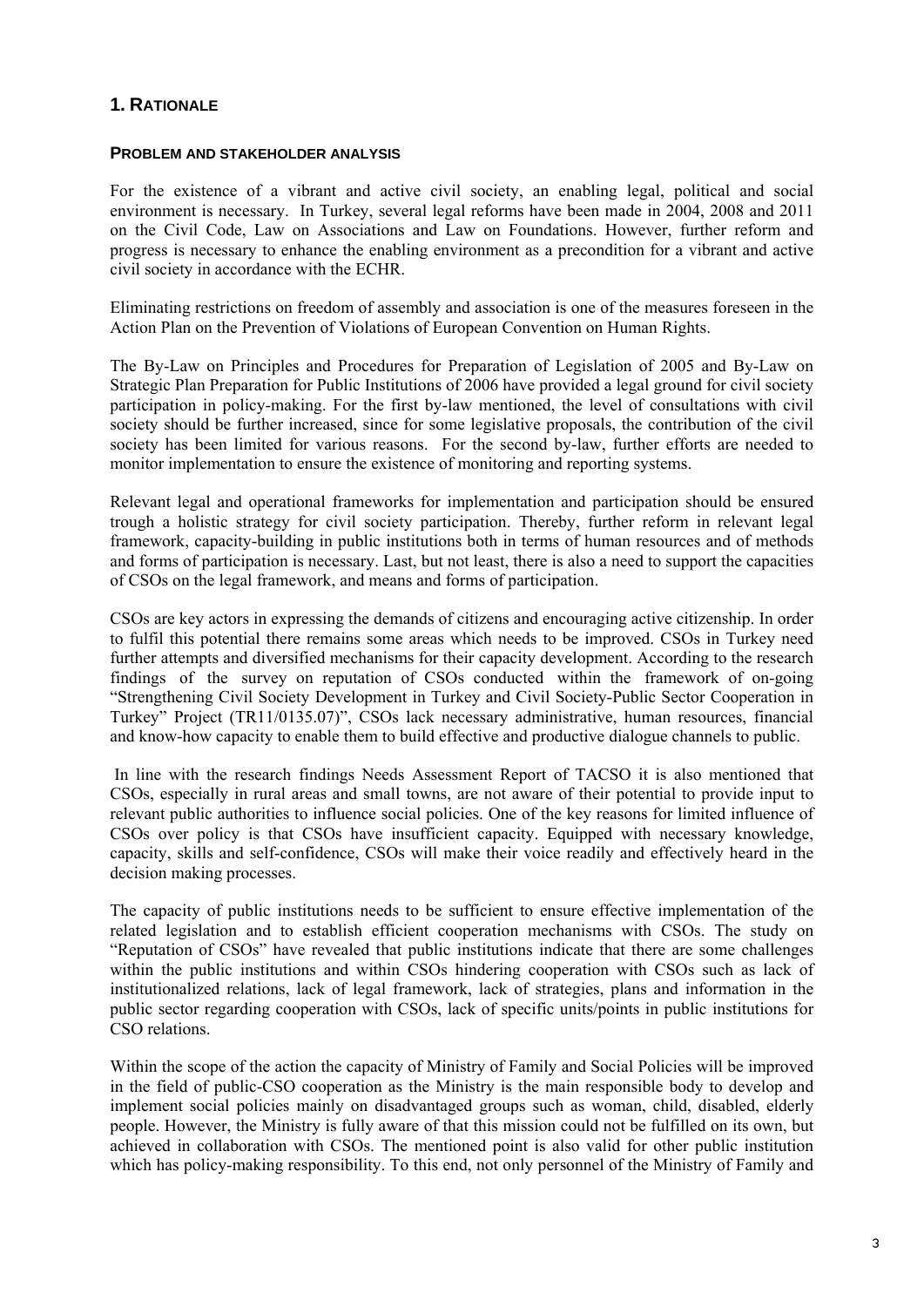# 1. RATIONALE

### PROBLEM AND STAKEHOLDER ANALYSIS

For the existence of a vibrant and active civil society, an enabling legal, political and social environment is necessary. In Turkey, several legal reforms have been made in 2004, 2008 and 2011 on the Civil Code, Law on Associations and Law on Foundations. However, further reform and progress is necessary to enhance the enabling environment as a precondition for a vibrant and active civil society in accordance with the ECHR.

Eliminating restrictions on freedom of assembly and association is one of the measures foreseen in the Action Plan on the Prevention of Violations of European Convention on Human Rights.

The By-Law on Principles and Procedures for Preparation of Legislation of 2005 and By-Law on Strategic Plan Preparation for Public Institutions of 2006 have provided a legal ground for civil society participation in policy-making. For the first by-law mentioned, the level of consultations with civil society should be further increased, since for some legislative proposals, the contribution of the civil society has been limited for various reasons. For the second by-law, further efforts are needed to monitor implementation to ensure the existence of monitoring and reporting systems.

Relevant legal and operational frameworks for implementation and participation should be ensured trough a holistic strategy for civil society participation. Thereby, further reform in relevant legal framework, capacity-building in public institutions both in terms of human resources and of methods and forms of participation is necessary. Last, but not least, there is also a need to support the capacities of CSOs on the legal framework, and means and forms of participation.

CSOs are key actors in expressing the demands of citizens and encouraging active citizenship. In order to fulfil this potential there remains some areas which needs to be improved. CSOs in Turkey need further attempts and diversified mechanisms for their capacity development. According to the research findings of the survey on reputation of CSOs conducted within the framework of on-going "Strengthening Civil Society Development in Turkey and Civil Society-Public Sector Cooperation in Turkey" Project (TR11/0135.07)", CSOs lack necessary administrative, human resources, financial and know-how capacity to enable them to build effective and productive dialogue channels to public.

In line with the research findings Needs Assessment Report of TACSO it is also mentioned that CSOs, especially in rural areas and small towns, are not aware of their potential to provide input to relevant public authorities to influence social policies. One of the key reasons for limited influence of CSOs over policy is that CSOs have insufficient capacity. Equipped with necessary knowledge, capacity, skills and self-confidence, CSOs will make their voice readily and effectively heard in the decision making processes.

The capacity of public institutions needs to be sufficient to ensure effective implementation of the related legislation and to establish efficient cooperation mechanisms with CSOs. The study on "Reputation of CSOs" have revealed that public institutions indicate that there are some challenges within the public institutions and within CSOs hindering cooperation with CSOs such as lack of institutionalized relations, lack of legal framework, lack of strategies, plans and information in the public sector regarding cooperation with CSOs, lack of specific units/points in public institutions for CSO relations.

Within the scope of the action the capacity of Ministry of Family and Social Policies will be improved in the field of public-CSO cooperation as the Ministry is the main responsible body to develop and implement social policies mainly on disadvantaged groups such as woman, child, disabled, elderly people. However, the Ministry is fully aware of that this mission could not be fulfilled on its own, but achieved in collaboration with CSOs. The mentioned point is also valid for other public institution which has policy-making responsibility. To this end, not only personnel of the Ministry of Family and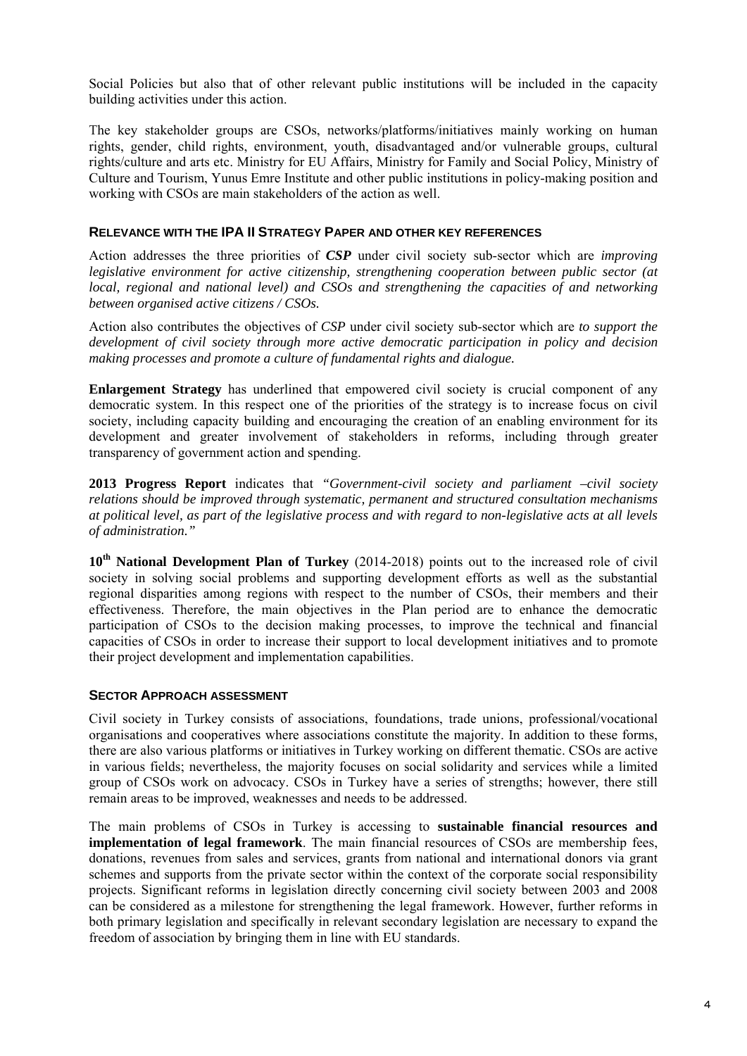Social Policies but also that of other relevant public institutions will be included in the capacity building activities under this action.

The key stakeholder groups are CSOs, networks/platforms/initiatives mainly working on human rights, gender, child rights, environment, youth, disadvantaged and/or vulnerable groups, cultural rights/culture and arts etc. Ministry for EU Affairs, Ministry for Family and Social Policy, Ministry of Culture and Tourism, Yunus Emre Institute and other public institutions in policy-making position and working with CSOs are main stakeholders of the action as well.

### RELEVANCE WITH THE IPA II STRATEGY PAPER AND OTHER KEY REFERENCES

Action addresses the three priorities of ***CSP*** under civil society sub-sector which are *improving legislative environment for active citizenship, strengthening cooperation between public sector (at local, regional and national level) and CSOs and strengthening the capacities of and networking between organised active citizens / CSOs.*

Action also contributes the objectives of *CSP* under civil society sub-sector which are *to support the development of civil society through more active democratic participation in policy and decision making processes and promote a culture of fundamental rights and dialogue.*

**Enlargement Strategy** has underlined that empowered civil society is crucial component of any democratic system. In this respect one of the priorities of the strategy is to increase focus on civil society, including capacity building and encouraging the creation of an enabling environment for its development and greater involvement of stakeholders in reforms, including through greater transparency of government action and spending.

**2013 Progress Report** indicates that *"Government-civil society and parliament –civil society relations should be improved through systematic, permanent and structured consultation mechanisms at political level, as part of the legislative process and with regard to non-legislative acts at all levels of administration."*

**10th National Development Plan of Turkey** (2014-2018) points out to the increased role of civil society in solving social problems and supporting development efforts as well as the substantial regional disparities among regions with respect to the number of CSOs, their members and their effectiveness. Therefore, the main objectives in the Plan period are to enhance the democratic participation of CSOs to the decision making processes, to improve the technical and financial capacities of CSOs in order to increase their support to local development initiatives and to promote their project development and implementation capabilities.

### SECTOR APPROACH ASSESSMENT

Civil society in Turkey consists of associations, foundations, trade unions, professional/vocational organisations and cooperatives where associations constitute the majority. In addition to these forms, there are also various platforms or initiatives in Turkey working on different thematic. CSOs are active in various fields; nevertheless, the majority focuses on social solidarity and services while a limited group of CSOs work on advocacy. CSOs in Turkey have a series of strengths; however, there still remain areas to be improved, weaknesses and needs to be addressed.

The main problems of CSOs in Turkey is accessing to **sustainable financial resources and implementation of legal framework**. The main financial resources of CSOs are membership fees, donations, revenues from sales and services, grants from national and international donors via grant schemes and supports from the private sector within the context of the corporate social responsibility projects. Significant reforms in legislation directly concerning civil society between 2003 and 2008 can be considered as a milestone for strengthening the legal framework. However, further reforms in both primary legislation and specifically in relevant secondary legislation are necessary to expand the freedom of association by bringing them in line with EU standards.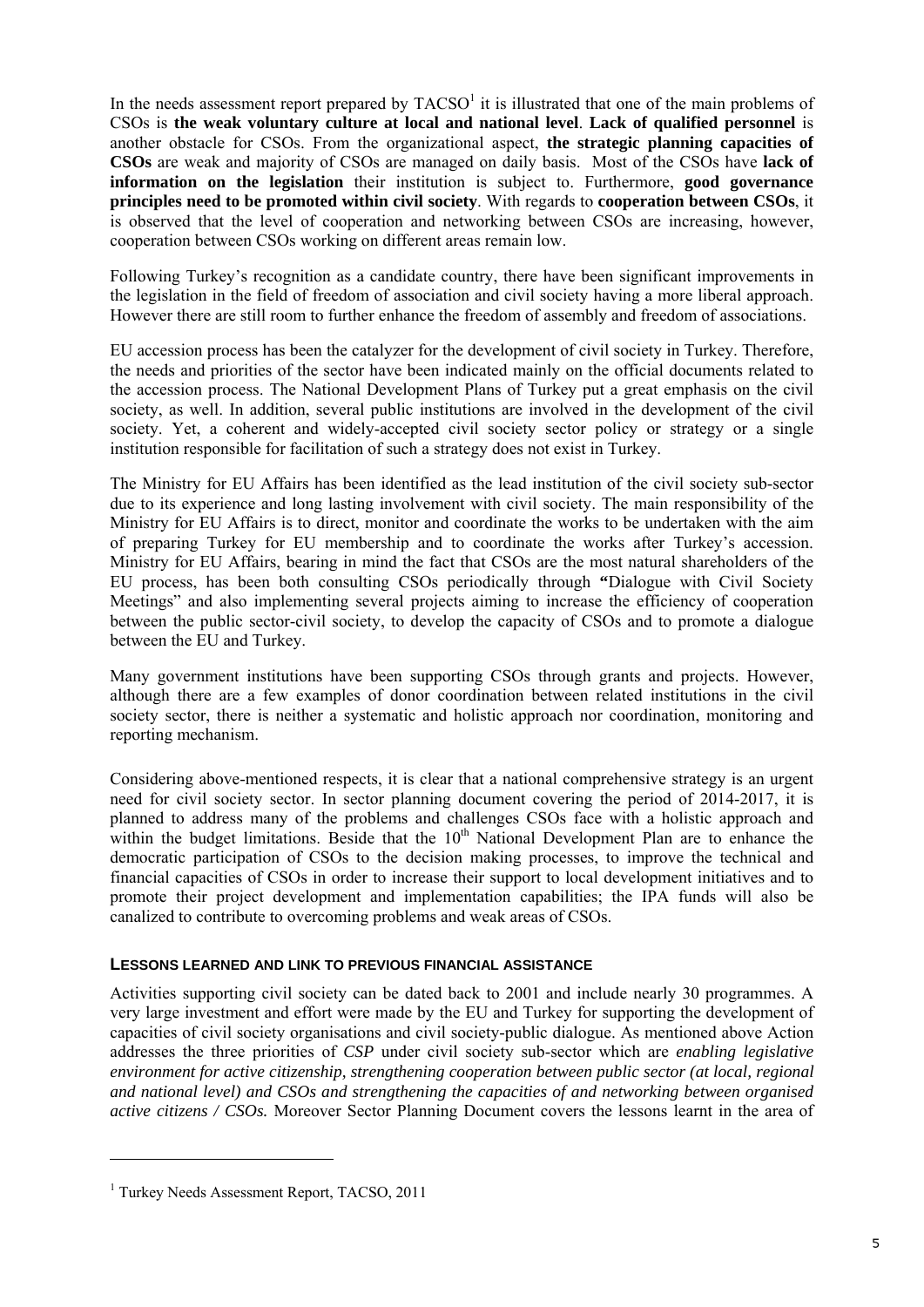In the needs assessment report prepared by TACSO[1] it is illustrated that one of the main problems of CSOs is **the weak voluntary culture at local and national level**. **Lack of qualified personnel** is another obstacle for CSOs. From the organizational aspect, **the strategic planning capacities of CSOs** are weak and majority of CSOs are managed on daily basis. Most of the CSOs have **lack of information on the legislation** their institution is subject to. Furthermore, **good governance principles need to be promoted within civil society**. With regards to **cooperation between CSOs**, it is observed that the level of cooperation and networking between CSOs are increasing, however, cooperation between CSOs working on different areas remain low.

Following Turkey's recognition as a candidate country, there have been significant improvements in the legislation in the field of freedom of association and civil society having a more liberal approach. However there are still room to further enhance the freedom of assembly and freedom of associations.

EU accession process has been the catalyzer for the development of civil society in Turkey. Therefore, the needs and priorities of the sector have been indicated mainly on the official documents related to the accession process. The National Development Plans of Turkey put a great emphasis on the civil society, as well. In addition, several public institutions are involved in the development of the civil society. Yet, a coherent and widely-accepted civil society sector policy or strategy or a single institution responsible for facilitation of such a strategy does not exist in Turkey.

The Ministry for EU Affairs has been identified as the lead institution of the civil society sub-sector due to its experience and long lasting involvement with civil society. The main responsibility of the Ministry for EU Affairs is to direct, monitor and coordinate the works to be undertaken with the aim of preparing Turkey for EU membership and to coordinate the works after Turkey's accession. Ministry for EU Affairs, bearing in mind the fact that CSOs are the most natural shareholders of the EU process, has been both consulting CSOs periodically through **"**Dialogue with Civil Society Meetings" and also implementing several projects aiming to increase the efficiency of cooperation between the public sector-civil society, to develop the capacity of CSOs and to promote a dialogue between the EU and Turkey.

Many government institutions have been supporting CSOs through grants and projects. However, although there are a few examples of donor coordination between related institutions in the civil society sector, there is neither a systematic and holistic approach nor coordination, monitoring and reporting mechanism.

Considering above-mentioned respects, it is clear that a national comprehensive strategy is an urgent need for civil society sector. In sector planning document covering the period of 2014-2017, it is planned to address many of the problems and challenges CSOs face with a holistic approach and within the budget limitations. Beside that the 10th National Development Plan are to enhance the democratic participation of CSOs to the decision making processes, to improve the technical and financial capacities of CSOs in order to increase their support to local development initiatives and to promote their project development and implementation capabilities; the IPA funds will also be canalized to contribute to overcoming problems and weak areas of CSOs.

### LESSONS LEARNED AND LINK TO PREVIOUS FINANCIAL ASSISTANCE

Activities supporting civil society can be dated back to 2001 and include nearly 30 programmes. A very large investment and effort were made by the EU and Turkey for supporting the development of capacities of civil society organisations and civil society-public dialogue. As mentioned above Action addresses the three priorities of *CSP* under civil society sub-sector which are *enabling legislative environment for active citizenship, strengthening cooperation between public sector (at local, regional and national level) and CSOs and strengthening the capacities of and networking between organised active citizens / CSOs.* Moreover Sector Planning Document covers the lessons learnt in the area of

[1] Turkey Needs Assessment Report, TACSO, 2011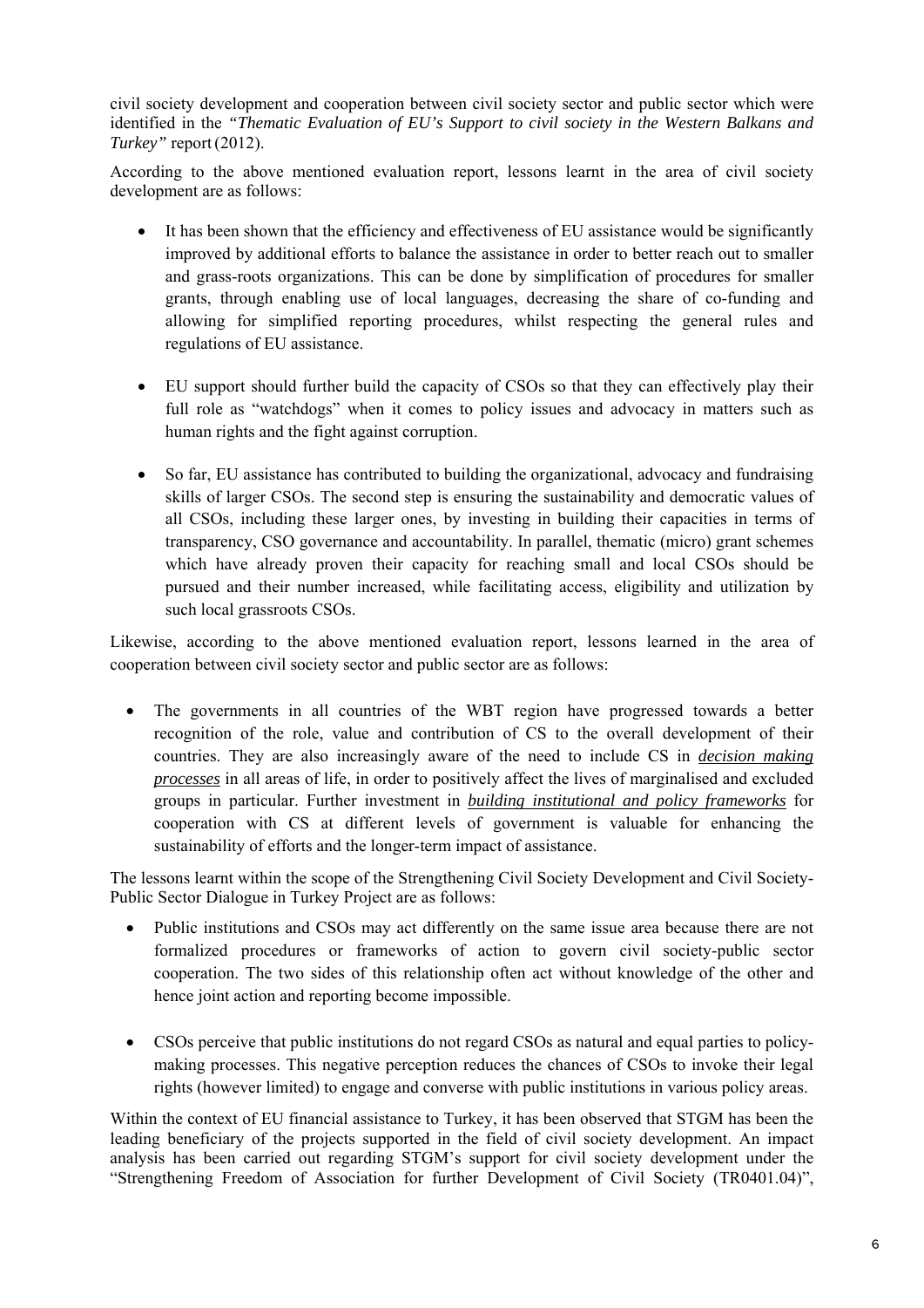civil society development and cooperation between civil society sector and public sector which were identified in the *"Thematic Evaluation of EU's Support to civil society in the Western Balkans and Turkey"* report (2012).

According to the above mentioned evaluation report, lessons learnt in the area of civil society development are as follows:

- It has been shown that the efficiency and effectiveness of EU assistance would be significantly improved by additional efforts to balance the assistance in order to better reach out to smaller and grass-roots organizations. This can be done by simplification of procedures for smaller grants, through enabling use of local languages, decreasing the share of co-funding and allowing for simplified reporting procedures, whilst respecting the general rules and regulations of EU assistance.

- EU support should further build the capacity of CSOs so that they can effectively play their full role as "watchdogs" when it comes to policy issues and advocacy in matters such as human rights and the fight against corruption.

- So far, EU assistance has contributed to building the organizational, advocacy and fundraising skills of larger CSOs. The second step is ensuring the sustainability and democratic values of all CSOs, including these larger ones, by investing in building their capacities in terms of transparency, CSO governance and accountability. In parallel, thematic (micro) grant schemes which have already proven their capacity for reaching small and local CSOs should be pursued and their number increased, while facilitating access, eligibility and utilization by such local grassroots CSOs.

Likewise, according to the above mentioned evaluation report, lessons learned in the area of cooperation between civil society sector and public sector are as follows:

- The governments in all countries of the WBT region have progressed towards a better recognition of the role, value and contribution of CS to the overall development of their countries. They are also increasingly aware of the need to include CS in ***decision making processes*** in all areas of life, in order to positively affect the lives of marginalised and excluded groups in particular. Further investment in ***building institutional and policy frameworks*** for cooperation with CS at different levels of government is valuable for enhancing the sustainability of efforts and the longer-term impact of assistance.

The lessons learnt within the scope of the Strengthening Civil Society Development and Civil Society-Public Sector Dialogue in Turkey Project are as follows:

- Public institutions and CSOs may act differently on the same issue area because there are not formalized procedures or frameworks of action to govern civil society-public sector cooperation. The two sides of this relationship often act without knowledge of the other and hence joint action and reporting become impossible.

- CSOs perceive that public institutions do not regard CSOs as natural and equal parties to policy-making processes. This negative perception reduces the chances of CSOs to invoke their legal rights (however limited) to engage and converse with public institutions in various policy areas.

Within the context of EU financial assistance to Turkey, it has been observed that STGM has been the leading beneficiary of the projects supported in the field of civil society development. An impact analysis has been carried out regarding STGM's support for civil society development under the "Strengthening Freedom of Association for further Development of Civil Society (TR0401.04)",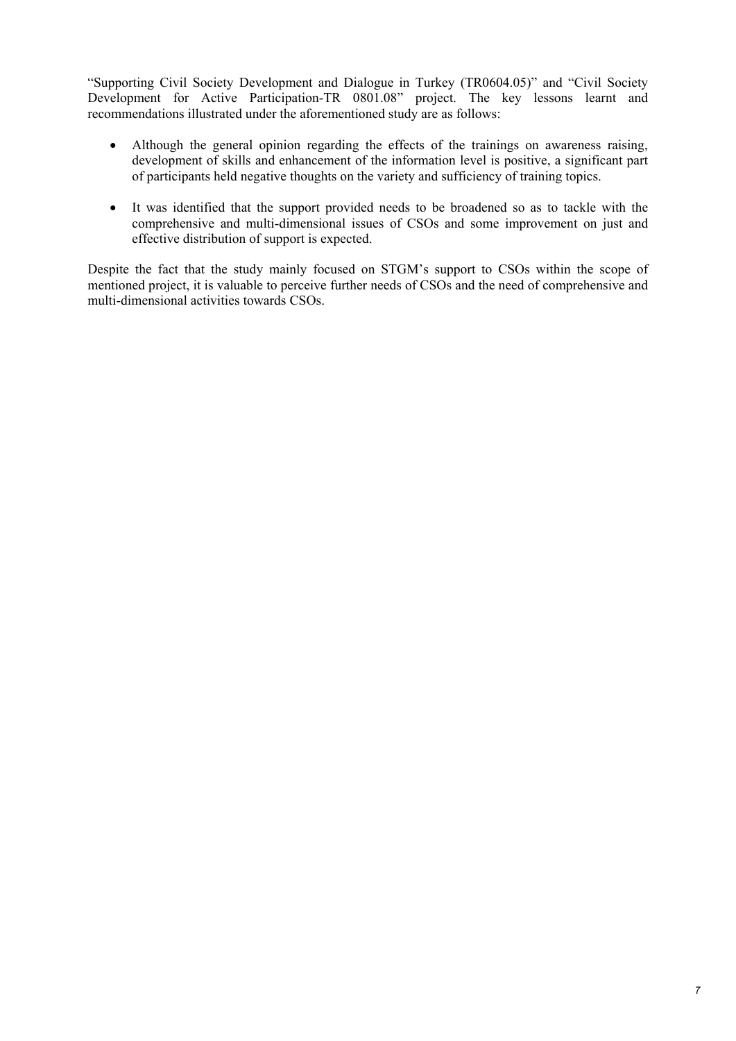"Supporting Civil Society Development and Dialogue in Turkey (TR0604.05)" and "Civil Society Development for Active Participation-TR 0801.08" project. The key lessons learnt and recommendations illustrated under the aforementioned study are as follows:

- Although the general opinion regarding the effects of the trainings on awareness raising, development of skills and enhancement of the information level is positive, a significant part of participants held negative thoughts on the variety and sufficiency of training topics.

- It was identified that the support provided needs to be broadened so as to tackle with the comprehensive and multi-dimensional issues of CSOs and some improvement on just and effective distribution of support is expected.

Despite the fact that the study mainly focused on STGM's support to CSOs within the scope of mentioned project, it is valuable to perceive further needs of CSOs and the need of comprehensive and multi-dimensional activities towards CSOs.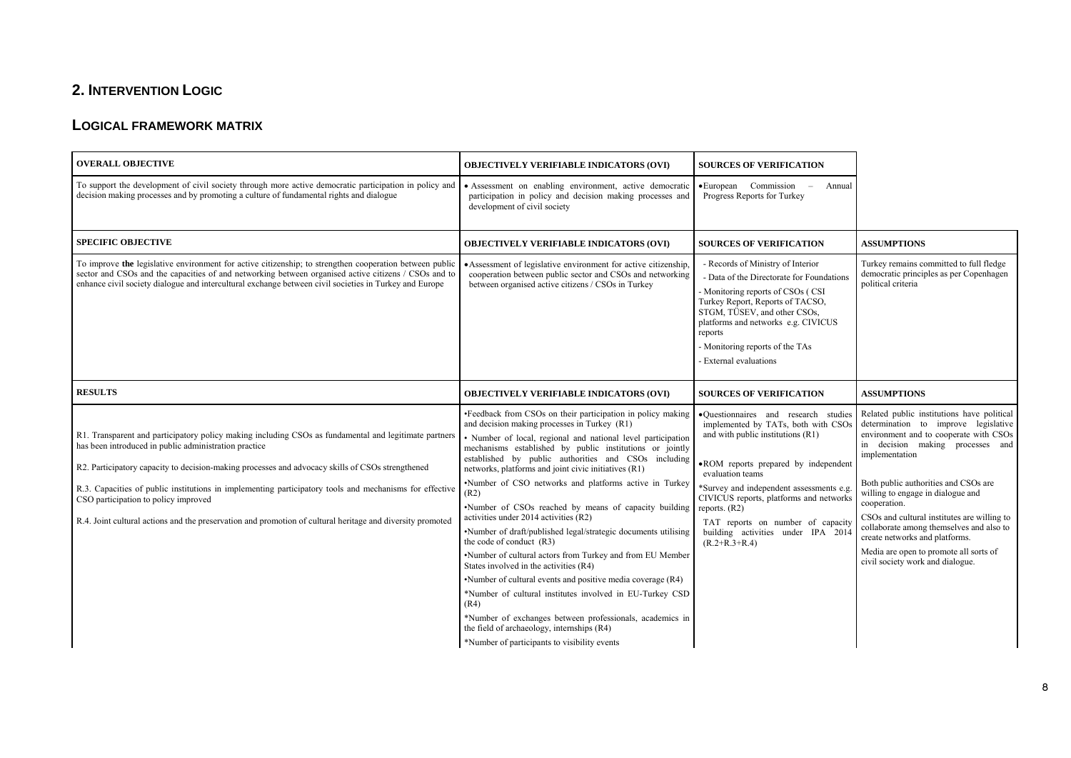## 2. INTERVENTION LOGIC

### LOGICAL FRAMEWORK MATRIX

| OVERALL OBJECTIVE | OBJECTIVELY VERIFIABLE INDICATORS (OVI) | SOURCES OF VERIFICATION | |
|---|---|---|---|
| To support the development of civil society through more active democratic participation in policy and decision making processes and by promoting a culture of fundamental rights and dialogue | • Assessment on enabling environment, active democratic participation in policy and decision making processes and development of civil society | •European Commission – Annual Progress Reports for Turkey | |
| **SPECIFIC OBJECTIVE** | **OBJECTIVELY VERIFIABLE INDICATORS (OVI)** | **SOURCES OF VERIFICATION** | **ASSUMPTIONS** |
| To improve **the** legislative environment for active citizenship; to strengthen cooperation between public sector and CSOs and the capacities of and networking between organised active citizens / CSOs and to enhance civil society dialogue and intercultural exchange between civil societies in Turkey and Europe | •Assessment of legislative environment for active citizenship, cooperation between public sector and CSOs and networking between organised active citizens / CSOs in Turkey | - Records of Ministry of Interior<br>- Data of the Directorate for Foundations<br>- Monitoring reports of CSOs ( CSI Turkey Report, Reports of TACSO, STGM, TÜSEV, and other CSOs, platforms and networks e.g. CIVICUS reports<br>- Monitoring reports of the TAs<br>- External evaluations | Turkey remains committed to full fledge democratic principles as per Copenhagen political criteria |
| **RESULTS** | **OBJECTIVELY VERIFIABLE INDICATORS (OVI)** | **SOURCES OF VERIFICATION** | **ASSUMPTIONS** |
| R1. Transparent and participatory policy making including CSOs as fundamental and legitimate partners has been introduced in public administration practice<br><br>R2. Participatory capacity to decision-making processes and advocacy skills of CSOs strengthened<br><br>R.3. Capacities of public institutions in implementing participatory tools and mechanisms for effective CSO participation to policy improved<br><br>R.4. Joint cultural actions and the preservation and promotion of cultural heritage and diversity promoted | •Feedback from CSOs on their participation in policy making and decision making processes in Turkey (R1)<br>• Number of local, regional and national level participation mechanisms established by public institutions or jointly established by public authorities and CSOs including networks, platforms and joint civic initiatives (R1)<br>•Number of CSO networks and platforms active in Turkey (R2)<br>•Number of CSOs reached by means of capacity building activities under 2014 activities (R2)<br>•Number of draft/published legal/strategic documents utilising the code of conduct (R3)<br>•Number of cultural actors from Turkey and from EU Member States involved in the activities (R4)<br>•Number of cultural events and positive media coverage (R4)<br>*Number of cultural institutes involved in EU-Turkey CSD (R4)<br>*Number of exchanges between professionals, academics in the field of archaeology, internships (R4)<br>*Number of participants to visibility events | •Questionnaires and research studies implemented by TATs, both with CSOs and with public institutions (R1)<br><br>•ROM reports prepared by independent evaluation teams<br>*Survey and independent assessments e.g. CIVICUS reports, platforms and networks reports. (R2)<br>TAT reports on number of capacity building activities under IPA 2014 (R.2+R.3+R.4) | Related public institutions have political determination to improve legislative environment and to cooperate with CSOs in decision making processes and implementation<br><br>Both public authorities and CSOs are willing to engage in dialogue and cooperation.<br>CSOs and cultural institutes are willing to collaborate among themselves and also to create networks and platforms.<br>Media are open to promote all sorts of civil society work and dialogue. |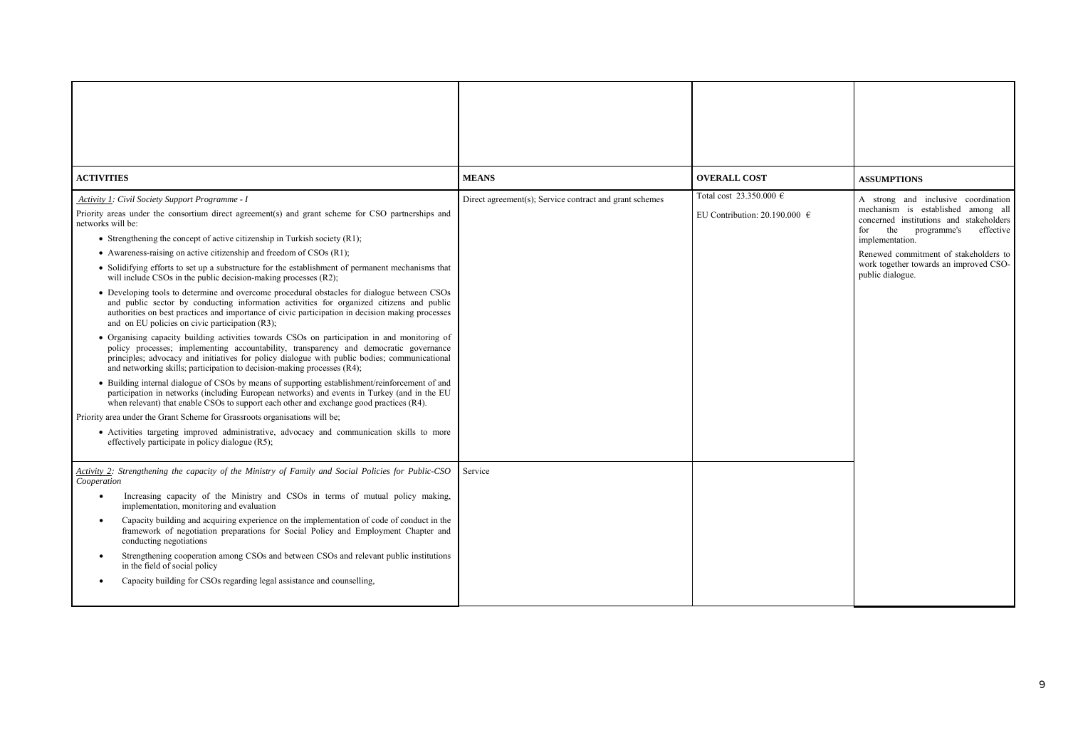| ACTIVITIES | MEANS | OVERALL COST | ASSUMPTIONS |
|---|---|---|---|
| *Activity 1: Civil Society Support Programme - I*<br>Priority areas under the consortium direct agreement(s) and grant scheme for CSO partnerships and networks will be:<br>• Strengthening the concept of active citizenship in Turkish society (R1);<br>• Awareness-raising on active citizenship and freedom of CSOs (R1);<br>• Solidifying efforts to set up a substructure for the establishment of permanent mechanisms that will include CSOs in the public decision-making processes (R2);<br>• Developing tools to determine and overcome procedural obstacles for dialogue between CSOs and public sector by conducting information activities for organized citizens and public authorities on best practices and importance of civic participation in decision making processes and on EU policies on civic participation (R3);<br>• Organising capacity building activities towards CSOs on participation in and monitoring of policy processes; implementing accountability, transparency and democratic governance principles; advocacy and initiatives for policy dialogue with public bodies; communicational and networking skills; participation to decision-making processes (R4);<br>• Building internal dialogue of CSOs by means of supporting establishment/reinforcement of and participation in networks (including European networks) and events in Turkey (and in the EU when relevant) that enable CSOs to support each other and exchange good practices (R4).<br>Priority area under the Grant Scheme for Grassroots organisations will be;<br>• Activities targeting improved administrative, advocacy and communication skills to more effectively participate in policy dialogue (R5); | Direct agreement(s); Service contract and grant schemes | Total cost 23.350.000 €<br>EU Contribution: 20.190.000 € | A strong and inclusive coordination mechanism is established among all concerned institutions and stakeholders for the programme's effective implementation.<br>Renewed commitment of stakeholders to work together towards an improved CSO-public dialogue. |
| *Activity 2: Strengthening the capacity of the Ministry of Family and Social Policies for Public-CSO Cooperation*<br>• Increasing capacity of the Ministry and CSOs in terms of mutual policy making, implementation, monitoring and evaluation<br>• Capacity building and acquiring experience on the implementation of code of conduct in the framework of negotiation preparations for Social Policy and Employment Chapter and conducting negotiations<br>• Strengthening cooperation among CSOs and between CSOs and relevant public institutions in the field of social policy<br>• Capacity building for CSOs regarding legal assistance and counselling, | Service | | |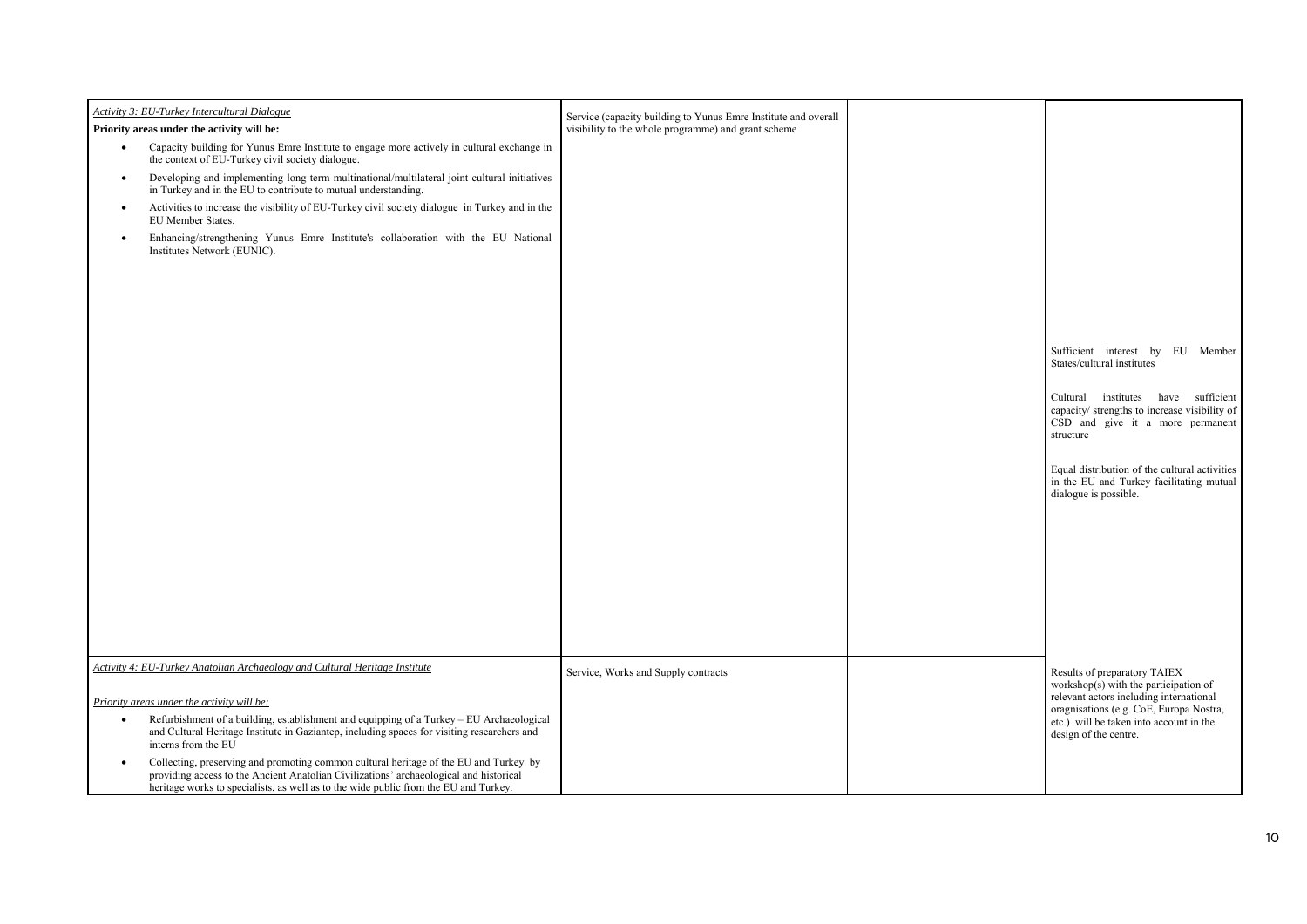| | | | |
|---|---|---|---|
| *Activity 3: EU-Turkey Intercultural Dialogue*<br>**Priority areas under the activity will be:**<br>• Capacity building for Yunus Emre Institute to engage more actively in cultural exchange in the context of EU-Turkey civil society dialogue.<br>• Developing and implementing long term multinational/multilateral joint cultural initiatives in Turkey and in the EU to contribute to mutual understanding.<br>• Activities to increase the visibility of EU-Turkey civil society dialogue in Turkey and in the EU Member States.<br>• Enhancing/strengthening Yunus Emre Institute's collaboration with the EU National Institutes Network (EUNIC). | Service (capacity building to Yunus Emre Institute and overall visibility to the whole programme) and grant scheme | | Sufficient interest by EU Member States/cultural institutes<br><br>Cultural institutes have sufficient capacity/ strengths to increase visibility of CSD and give it a more permanent structure<br><br>Equal distribution of the cultural activities in the EU and Turkey facilitating mutual dialogue is possible. |
| *Activity 4: EU-Turkey Anatolian Archaeology and Cultural Heritage Institute*<br>*Priority areas under the activity will be:*<br>• Refurbishment of a building, establishment and equipping of a Turkey – EU Archaeological and Cultural Heritage Institute in Gaziantep, including spaces for visiting researchers and interns from the EU<br>• Collecting, preserving and promoting common cultural heritage of the EU and Turkey by providing access to the Ancient Anatolian Civilizations' archaeological and historical heritage works to specialists, as well as to the wide public from the EU and Turkey. | Service, Works and Supply contracts | | Results of preparatory TAIEX workshop(s) with the participation of relevant actors including international oragnisations (e.g. CoE, Europa Nostra, etc.) will be taken into account in the design of the centre. |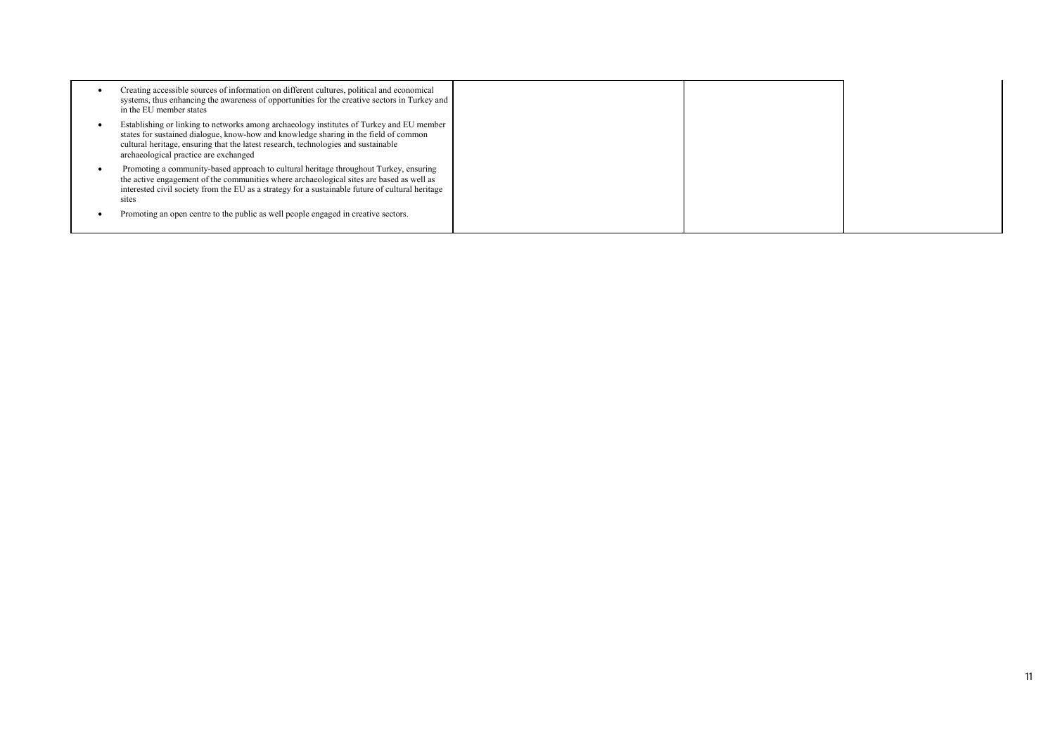| | | | |
|---|---|---|---|
| • Creating accessible sources of information on different cultures, political and economical systems, thus enhancing the awareness of opportunities for the creative sectors in Turkey and in the EU member states<br>• Establishing or linking to networks among archaeology institutes of Turkey and EU member states for sustained dialogue, know-how and knowledge sharing in the field of common cultural heritage, ensuring that the latest research, technologies and sustainable archaeological practice are exchanged<br>• Promoting a community-based approach to cultural heritage throughout Turkey, ensuring the active engagement of the communities where archaeological sites are based as well as interested civil society from the EU as a strategy for a sustainable future of cultural heritage sites<br>• Promoting an open centre to the public as well people engaged in creative sectors. | | | |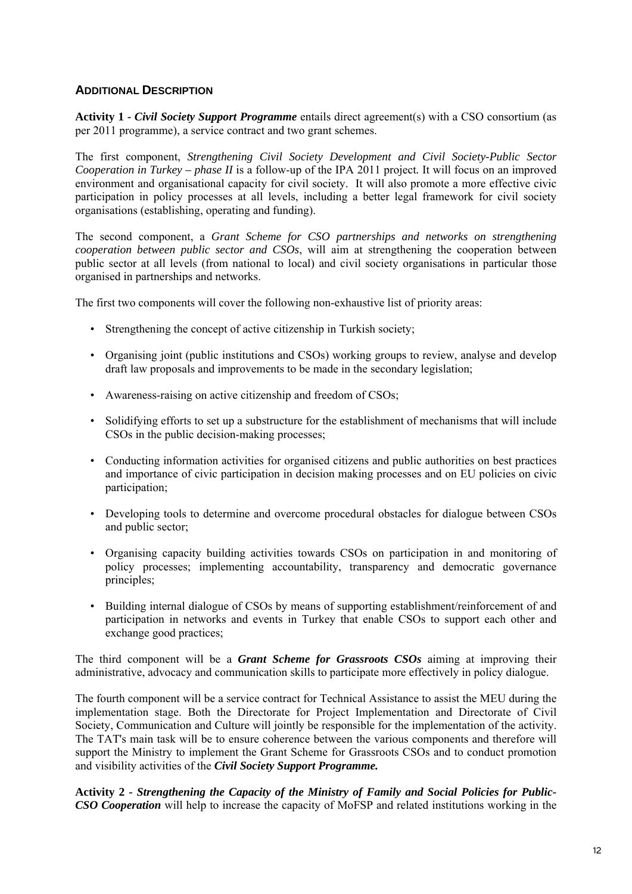## ADDITIONAL DESCRIPTION

**Activity 1 -** ***Civil Society Support Programme*** entails direct agreement(s) with a CSO consortium (as per 2011 programme), a service contract and two grant schemes.

The first component, *Strengthening Civil Society Development and Civil Society-Public Sector Cooperation in Turkey – phase II* is a follow-up of the IPA 2011 project. It will focus on an improved environment and organisational capacity for civil society. It will also promote a more effective civic participation in policy processes at all levels, including a better legal framework for civil society organisations (establishing, operating and funding).

The second component, a *Grant Scheme for CSO partnerships and networks on strengthening cooperation between public sector and CSOs*, will aim at strengthening the cooperation between public sector at all levels (from national to local) and civil society organisations in particular those organised in partnerships and networks.

The first two components will cover the following non-exhaustive list of priority areas:

- Strengthening the concept of active citizenship in Turkish society;
- Organising joint (public institutions and CSOs) working groups to review, analyse and develop draft law proposals and improvements to be made in the secondary legislation;
- Awareness-raising on active citizenship and freedom of CSOs;
- Solidifying efforts to set up a substructure for the establishment of mechanisms that will include CSOs in the public decision-making processes;
- Conducting information activities for organised citizens and public authorities on best practices and importance of civic participation in decision making processes and on EU policies on civic participation;
- Developing tools to determine and overcome procedural obstacles for dialogue between CSOs and public sector;
- Organising capacity building activities towards CSOs on participation in and monitoring of policy processes; implementing accountability, transparency and democratic governance principles;
- Building internal dialogue of CSOs by means of supporting establishment/reinforcement of and participation in networks and events in Turkey that enable CSOs to support each other and exchange good practices;

The third component will be a ***Grant Scheme for Grassroots CSOs*** aiming at improving their administrative, advocacy and communication skills to participate more effectively in policy dialogue.

The fourth component will be a service contract for Technical Assistance to assist the MEU during the implementation stage. Both the Directorate for Project Implementation and Directorate of Civil Society, Communication and Culture will jointly be responsible for the implementation of the activity. The TAT's main task will be to ensure coherence between the various components and therefore will support the Ministry to implement the Grant Scheme for Grassroots CSOs and to conduct promotion and visibility activities of the ***Civil Society Support Programme.***

**Activity 2 -** ***Strengthening the Capacity of the Ministry of Family and Social Policies for Public-CSO Cooperation*** will help to increase the capacity of MoFSP and related institutions working in the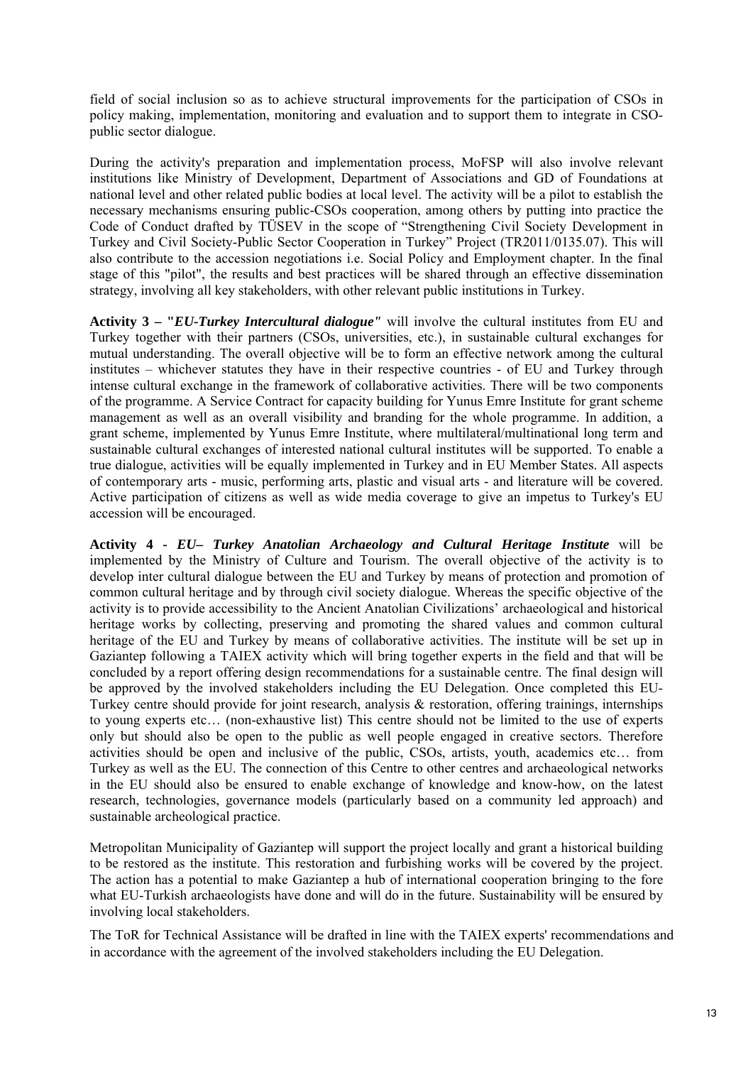field of social inclusion so as to achieve structural improvements for the participation of CSOs in policy making, implementation, monitoring and evaluation and to support them to integrate in CSO-public sector dialogue.

During the activity's preparation and implementation process, MoFSP will also involve relevant institutions like Ministry of Development, Department of Associations and GD of Foundations at national level and other related public bodies at local level. The activity will be a pilot to establish the necessary mechanisms ensuring public-CSOs cooperation, among others by putting into practice the Code of Conduct drafted by TÜSEV in the scope of "Strengthening Civil Society Development in Turkey and Civil Society-Public Sector Cooperation in Turkey" Project (TR2011/0135.07). This will also contribute to the accession negotiations i.e. Social Policy and Employment chapter. In the final stage of this "pilot", the results and best practices will be shared through an effective dissemination strategy, involving all key stakeholders, with other relevant public institutions in Turkey.

**Activity 3 – "*EU-Turkey Intercultural dialogue"*** will involve the cultural institutes from EU and Turkey together with their partners (CSOs, universities, etc.), in sustainable cultural exchanges for mutual understanding. The overall objective will be to form an effective network among the cultural institutes – whichever statutes they have in their respective countries - of EU and Turkey through intense cultural exchange in the framework of collaborative activities. There will be two components of the programme. A Service Contract for capacity building for Yunus Emre Institute for grant scheme management as well as an overall visibility and branding for the whole programme. In addition, a grant scheme, implemented by Yunus Emre Institute, where multilateral/multinational long term and sustainable cultural exchanges of interested national cultural institutes will be supported. To enable a true dialogue, activities will be equally implemented in Turkey and in EU Member States. All aspects of contemporary arts - music, performing arts, plastic and visual arts - and literature will be covered. Active participation of citizens as well as wide media coverage to give an impetus to Turkey's EU accession will be encouraged.

**Activity 4 - *EU– Turkey Anatolian Archaeology and Cultural Heritage Institute*** will be implemented by the Ministry of Culture and Tourism. The overall objective of the activity is to develop inter cultural dialogue between the EU and Turkey by means of protection and promotion of common cultural heritage and by through civil society dialogue. Whereas the specific objective of the activity is to provide accessibility to the Ancient Anatolian Civilizations' archaeological and historical heritage works by collecting, preserving and promoting the shared values and common cultural heritage of the EU and Turkey by means of collaborative activities. The institute will be set up in Gaziantep following a TAIEX activity which will bring together experts in the field and that will be concluded by a report offering design recommendations for a sustainable centre. The final design will be approved by the involved stakeholders including the EU Delegation. Once completed this EU-Turkey centre should provide for joint research, analysis & restoration, offering trainings, internships to young experts etc… (non-exhaustive list) This centre should not be limited to the use of experts only but should also be open to the public as well people engaged in creative sectors. Therefore activities should be open and inclusive of the public, CSOs, artists, youth, academics etc… from Turkey as well as the EU. The connection of this Centre to other centres and archaeological networks in the EU should also be ensured to enable exchange of knowledge and know-how, on the latest research, technologies, governance models (particularly based on a community led approach) and sustainable archeological practice.

Metropolitan Municipality of Gaziantep will support the project locally and grant a historical building to be restored as the institute. This restoration and furbishing works will be covered by the project. The action has a potential to make Gaziantep a hub of international cooperation bringing to the fore what EU-Turkish archaeologists have done and will do in the future. Sustainability will be ensured by involving local stakeholders.

The ToR for Technical Assistance will be drafted in line with the TAIEX experts' recommendations and in accordance with the agreement of the involved stakeholders including the EU Delegation.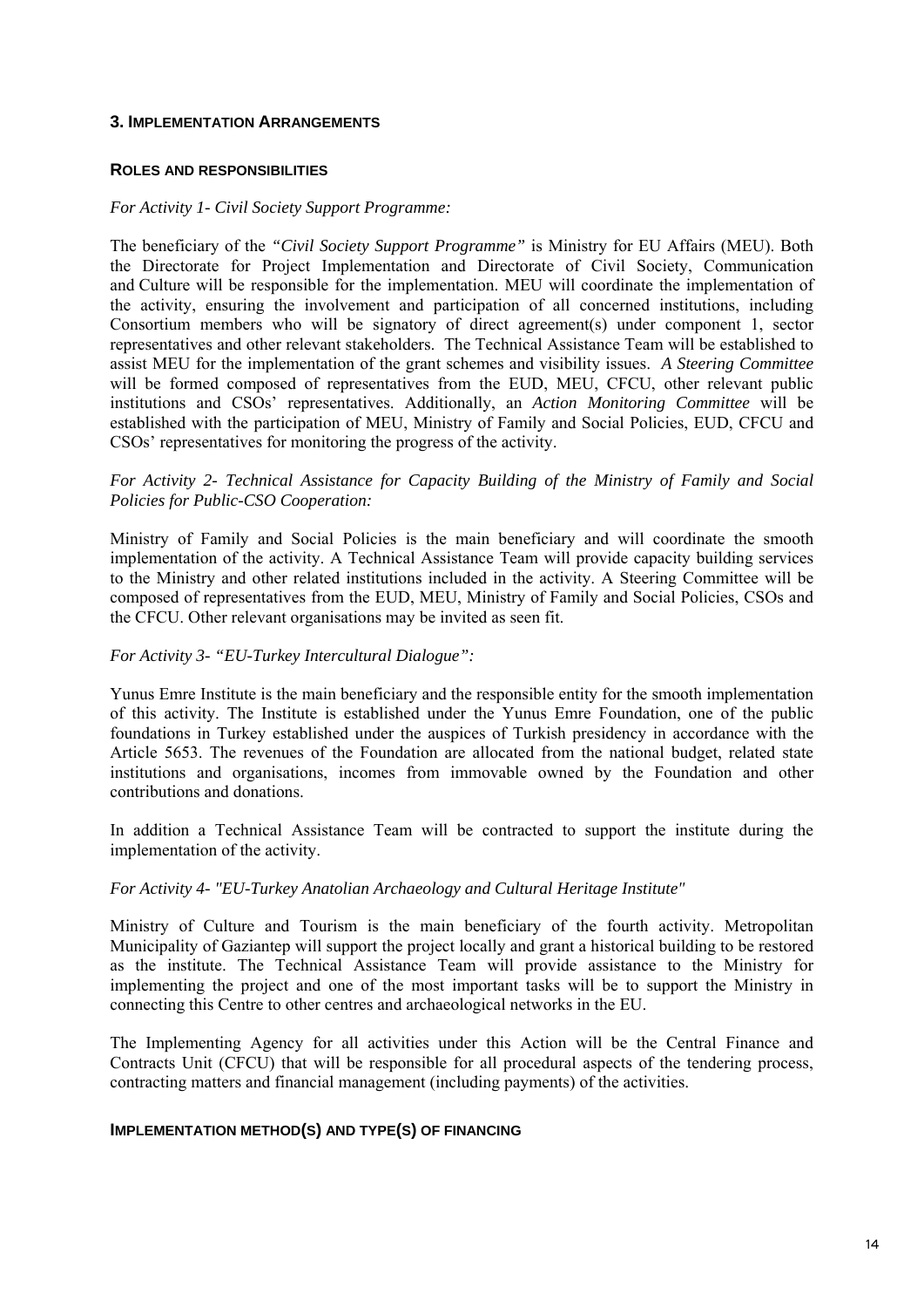## 3. IMPLEMENTATION ARRANGEMENTS

### ROLES AND RESPONSIBILITIES

*For Activity 1- Civil Society Support Programme:*

The beneficiary of the *"Civil Society Support Programme"* is Ministry for EU Affairs (MEU). Both the Directorate for Project Implementation and Directorate of Civil Society, Communication and Culture will be responsible for the implementation. MEU will coordinate the implementation of the activity, ensuring the involvement and participation of all concerned institutions, including Consortium members who will be signatory of direct agreement(s) under component 1, sector representatives and other relevant stakeholders. The Technical Assistance Team will be established to assist MEU for the implementation of the grant schemes and visibility issues. *A Steering Committee* will be formed composed of representatives from the EUD, MEU, CFCU, other relevant public institutions and CSOs' representatives. Additionally, an *Action Monitoring Committee* will be established with the participation of MEU, Ministry of Family and Social Policies, EUD, CFCU and CSOs' representatives for monitoring the progress of the activity.

*For Activity 2- Technical Assistance for Capacity Building of the Ministry of Family and Social Policies for Public-CSO Cooperation:*

Ministry of Family and Social Policies is the main beneficiary and will coordinate the smooth implementation of the activity. A Technical Assistance Team will provide capacity building services to the Ministry and other related institutions included in the activity. A Steering Committee will be composed of representatives from the EUD, MEU, Ministry of Family and Social Policies, CSOs and the CFCU. Other relevant organisations may be invited as seen fit.

*For Activity 3- "EU-Turkey Intercultural Dialogue":*

Yunus Emre Institute is the main beneficiary and the responsible entity for the smooth implementation of this activity. The Institute is established under the Yunus Emre Foundation, one of the public foundations in Turkey established under the auspices of Turkish presidency in accordance with the Article 5653. The revenues of the Foundation are allocated from the national budget, related state institutions and organisations, incomes from immovable owned by the Foundation and other contributions and donations.

In addition a Technical Assistance Team will be contracted to support the institute during the implementation of the activity.

*For Activity 4- "EU-Turkey Anatolian Archaeology and Cultural Heritage Institute"*

Ministry of Culture and Tourism is the main beneficiary of the fourth activity. Metropolitan Municipality of Gaziantep will support the project locally and grant a historical building to be restored as the institute. The Technical Assistance Team will provide assistance to the Ministry for implementing the project and one of the most important tasks will be to support the Ministry in connecting this Centre to other centres and archaeological networks in the EU.

The Implementing Agency for all activities under this Action will be the Central Finance and Contracts Unit (CFCU) that will be responsible for all procedural aspects of the tendering process, contracting matters and financial management (including payments) of the activities.

### IMPLEMENTATION METHOD(S) AND TYPE(S) OF FINANCING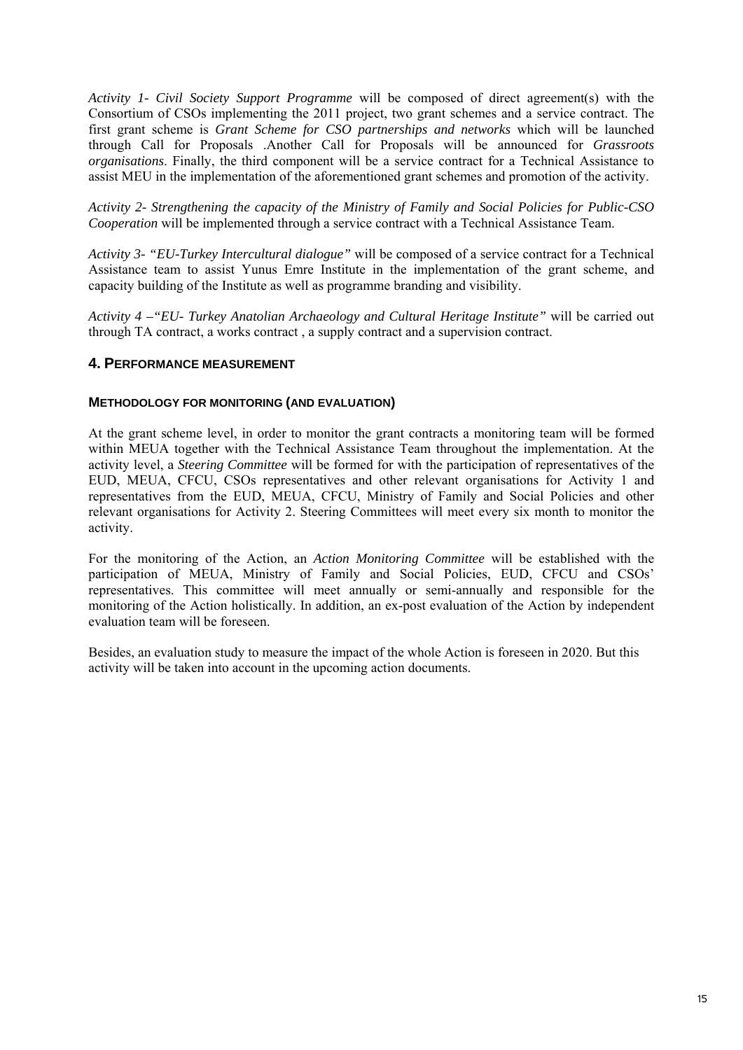*Activity 1- Civil Society Support Programme* will be composed of direct agreement(s) with the Consortium of CSOs implementing the 2011 project, two grant schemes and a service contract. The first grant scheme is *Grant Scheme for CSO partnerships and networks* which will be launched through Call for Proposals .Another Call for Proposals will be announced for *Grassroots organisations*. Finally, the third component will be a service contract for a Technical Assistance to assist MEU in the implementation of the aforementioned grant schemes and promotion of the activity.

*Activity 2- Strengthening the capacity of the Ministry of Family and Social Policies for Public-CSO Cooperation* will be implemented through a service contract with a Technical Assistance Team.

*Activity 3- "EU-Turkey Intercultural dialogue"* will be composed of a service contract for a Technical Assistance team to assist Yunus Emre Institute in the implementation of the grant scheme, and capacity building of the Institute as well as programme branding and visibility.

*Activity 4 –"EU- Turkey Anatolian Archaeology and Cultural Heritage Institute"* will be carried out through TA contract, a works contract , a supply contract and a supervision contract.

## 4. PERFORMANCE MEASUREMENT

### METHODOLOGY FOR MONITORING (AND EVALUATION)

At the grant scheme level, in order to monitor the grant contracts a monitoring team will be formed within MEUA together with the Technical Assistance Team throughout the implementation. At the activity level, a *Steering Committee* will be formed for with the participation of representatives of the EUD, MEUA, CFCU, CSOs representatives and other relevant organisations for Activity 1 and representatives from the EUD, MEUA, CFCU, Ministry of Family and Social Policies and other relevant organisations for Activity 2. Steering Committees will meet every six month to monitor the activity.

For the monitoring of the Action, an *Action Monitoring Committee* will be established with the participation of MEUA, Ministry of Family and Social Policies, EUD, CFCU and CSOs' representatives. This committee will meet annually or semi-annually and responsible for the monitoring of the Action holistically. In addition, an ex-post evaluation of the Action by independent evaluation team will be foreseen.

Besides, an evaluation study to measure the impact of the whole Action is foreseen in 2020. But this activity will be taken into account in the upcoming action documents.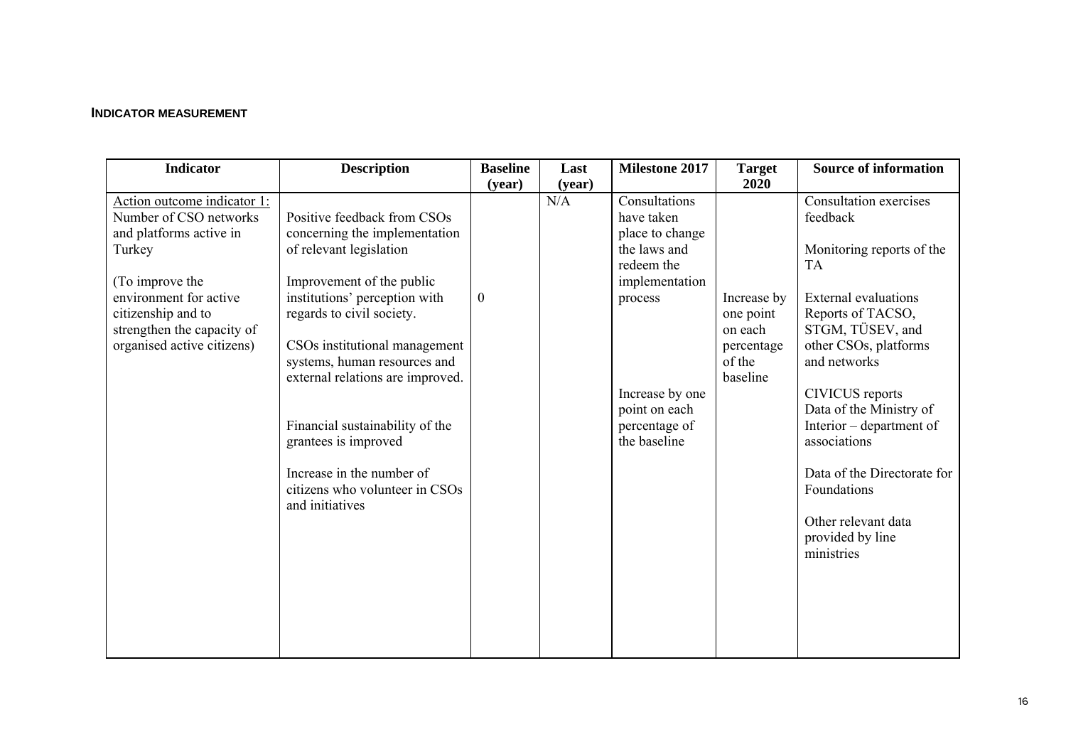**INDICATOR MEASUREMENT**

| Indicator | Description | Baseline (year) | Last (year) | Milestone 2017 | Target 2020 | Source of information |
|---|---|---|---|---|---|---|
| Action outcome indicator 1: Number of CSO networks and platforms active in Turkey<br><br>(To improve the environment for active citizenship and to strengthen the capacity of organised active citizens) | Positive feedback from CSOs concerning the implementation of relevant legislation<br><br>Improvement of the public institutions' perception with regards to civil society.<br><br>CSOs institutional management systems, human resources and external relations are improved.<br><br>Financial sustainability of the grantees is improved<br><br>Increase in the number of citizens who volunteer in CSOs and initiatives | 0 | N/A | Consultations have taken place to change the laws and redeem the implementation process<br><br>Increase by one point on each percentage of the baseline | Increase by one point on each percentage of the baseline | Consultation exercises feedback<br><br>Monitoring reports of the TA<br><br>External evaluations Reports of TACSO, STGM, TÜSEV, and other CSOs, platforms and networks<br><br>CIVICUS reports Data of the Ministry of Interior – department of associations<br><br>Data of the Directorate for Foundations<br><br>Other relevant data provided by line ministries |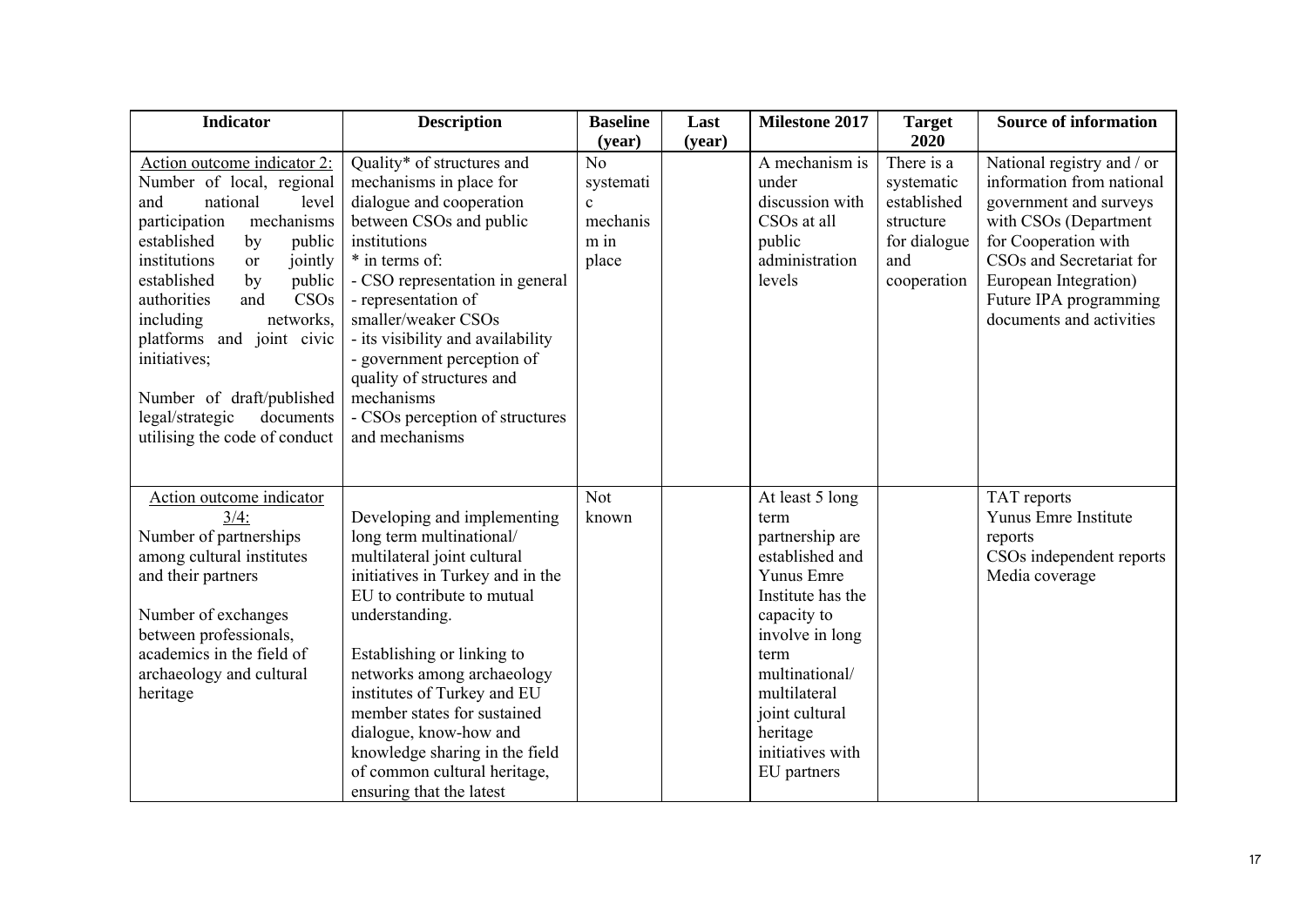| Indicator | Description | Baseline (year) | Last (year) | Milestone 2017 | Target 2020 | Source of information |
|---|---|---|---|---|---|---|
| Action outcome indicator 2: Number of local, regional and national level participation mechanisms established by public institutions or jointly established by public authorities and CSOs including networks, platforms and joint civic initiatives;<br><br>Number of draft/published legal/strategic documents utilising the code of conduct | Quality* of structures and mechanisms in place for dialogue and cooperation between CSOs and public institutions<br>* in terms of:<br>- CSO representation in general<br>- representation of smaller/weaker CSOs<br>- its visibility and availability<br>- government perception of quality of structures and mechanisms<br>- CSOs perception of structures and mechanisms | No systematic mechanism in place | | A mechanism is under discussion with CSOs at all public administration levels | There is a systematic established structure for dialogue and cooperation | National registry and / or information from national government and surveys with CSOs (Department for Cooperation with CSOs and Secretariat for European Integration) Future IPA programming documents and activities |
| Action outcome indicator 3/4: Number of partnerships among cultural institutes and their partners<br><br>Number of exchanges between professionals, academics in the field of archaeology and cultural heritage | Developing and implementing long term multinational/ multilateral joint cultural initiatives in Turkey and in the EU to contribute to mutual understanding.<br><br>Establishing or linking to networks among archaeology institutes of Turkey and EU member states for sustained dialogue, know-how and knowledge sharing in the field of common cultural heritage, ensuring that the latest | Not known | | At least 5 long term partnership are established and Yunus Emre Institute has the capacity to involve in long term multinational/ multilateral joint cultural heritage initiatives with EU partners | | TAT reports<br>Yunus Emre Institute reports<br>CSOs independent reports<br>Media coverage |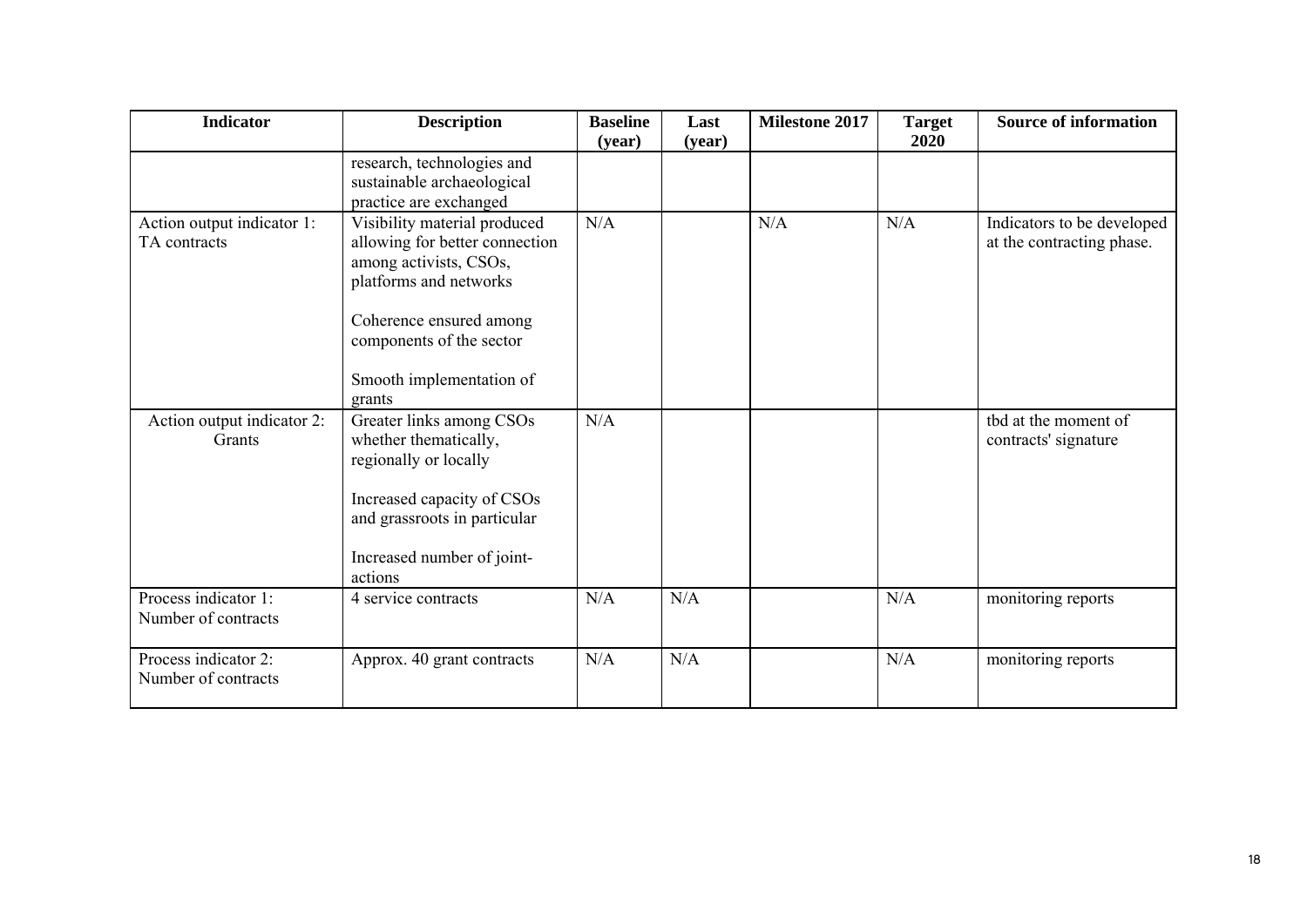| Indicator | Description | Baseline (year) | Last (year) | Milestone 2017 | Target 2020 | Source of information |
|---|---|---|---|---|---|---|
| | research, technologies and sustainable archaeological practice are exchanged | | | | | |
| Action output indicator 1: TA contracts | Visibility material produced allowing for better connection among activists, CSOs, platforms and networks<br><br>Coherence ensured among components of the sector<br><br>Smooth implementation of grants | N/A | | N/A | N/A | Indicators to be developed at the contracting phase. |
| Action output indicator 2: Grants | Greater links among CSOs whether thematically, regionally or locally<br><br>Increased capacity of CSOs and grassroots in particular<br><br>Increased number of joint-actions | N/A | | | | tbd at the moment of contracts' signature |
| Process indicator 1: Number of contracts | 4 service contracts | N/A | N/A | | N/A | monitoring reports |
| Process indicator 2: Number of contracts | Approx. 40 grant contracts | N/A | N/A | | N/A | monitoring reports |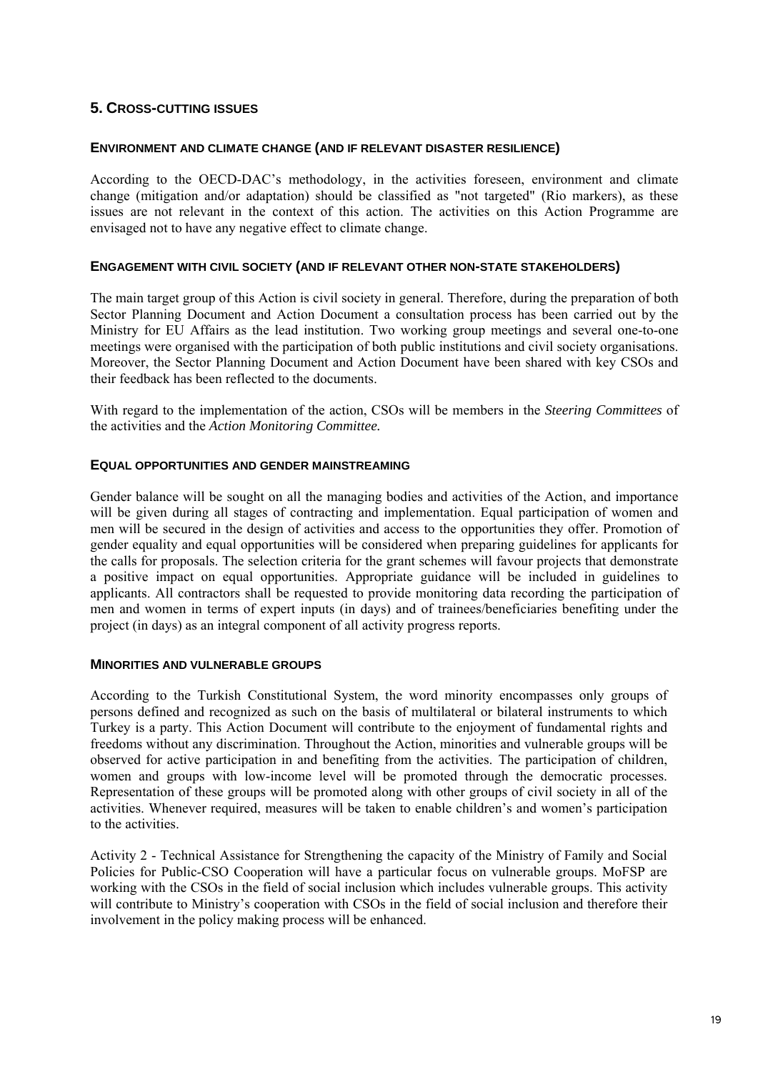## 5. CROSS-CUTTING ISSUES

### ENVIRONMENT AND CLIMATE CHANGE (AND IF RELEVANT DISASTER RESILIENCE)

According to the OECD-DAC's methodology, in the activities foreseen, environment and climate change (mitigation and/or adaptation) should be classified as "not targeted" (Rio markers), as these issues are not relevant in the context of this action. The activities on this Action Programme are envisaged not to have any negative effect to climate change.

### ENGAGEMENT WITH CIVIL SOCIETY (AND IF RELEVANT OTHER NON-STATE STAKEHOLDERS)

The main target group of this Action is civil society in general. Therefore, during the preparation of both Sector Planning Document and Action Document a consultation process has been carried out by the Ministry for EU Affairs as the lead institution. Two working group meetings and several one-to-one meetings were organised with the participation of both public institutions and civil society organisations. Moreover, the Sector Planning Document and Action Document have been shared with key CSOs and their feedback has been reflected to the documents.

With regard to the implementation of the action, CSOs will be members in the *Steering Committees* of the activities and the *Action Monitoring Committee.*

### EQUAL OPPORTUNITIES AND GENDER MAINSTREAMING

Gender balance will be sought on all the managing bodies and activities of the Action, and importance will be given during all stages of contracting and implementation. Equal participation of women and men will be secured in the design of activities and access to the opportunities they offer. Promotion of gender equality and equal opportunities will be considered when preparing guidelines for applicants for the calls for proposals. The selection criteria for the grant schemes will favour projects that demonstrate a positive impact on equal opportunities. Appropriate guidance will be included in guidelines to applicants. All contractors shall be requested to provide monitoring data recording the participation of men and women in terms of expert inputs (in days) and of trainees/beneficiaries benefiting under the project (in days) as an integral component of all activity progress reports.

### MINORITIES AND VULNERABLE GROUPS

According to the Turkish Constitutional System, the word minority encompasses only groups of persons defined and recognized as such on the basis of multilateral or bilateral instruments to which Turkey is a party. This Action Document will contribute to the enjoyment of fundamental rights and freedoms without any discrimination. Throughout the Action, minorities and vulnerable groups will be observed for active participation in and benefiting from the activities. The participation of children, women and groups with low-income level will be promoted through the democratic processes. Representation of these groups will be promoted along with other groups of civil society in all of the activities. Whenever required, measures will be taken to enable children's and women's participation to the activities.

Activity 2 - Technical Assistance for Strengthening the capacity of the Ministry of Family and Social Policies for Public-CSO Cooperation will have a particular focus on vulnerable groups. MoFSP are working with the CSOs in the field of social inclusion which includes vulnerable groups. This activity will contribute to Ministry's cooperation with CSOs in the field of social inclusion and therefore their involvement in the policy making process will be enhanced.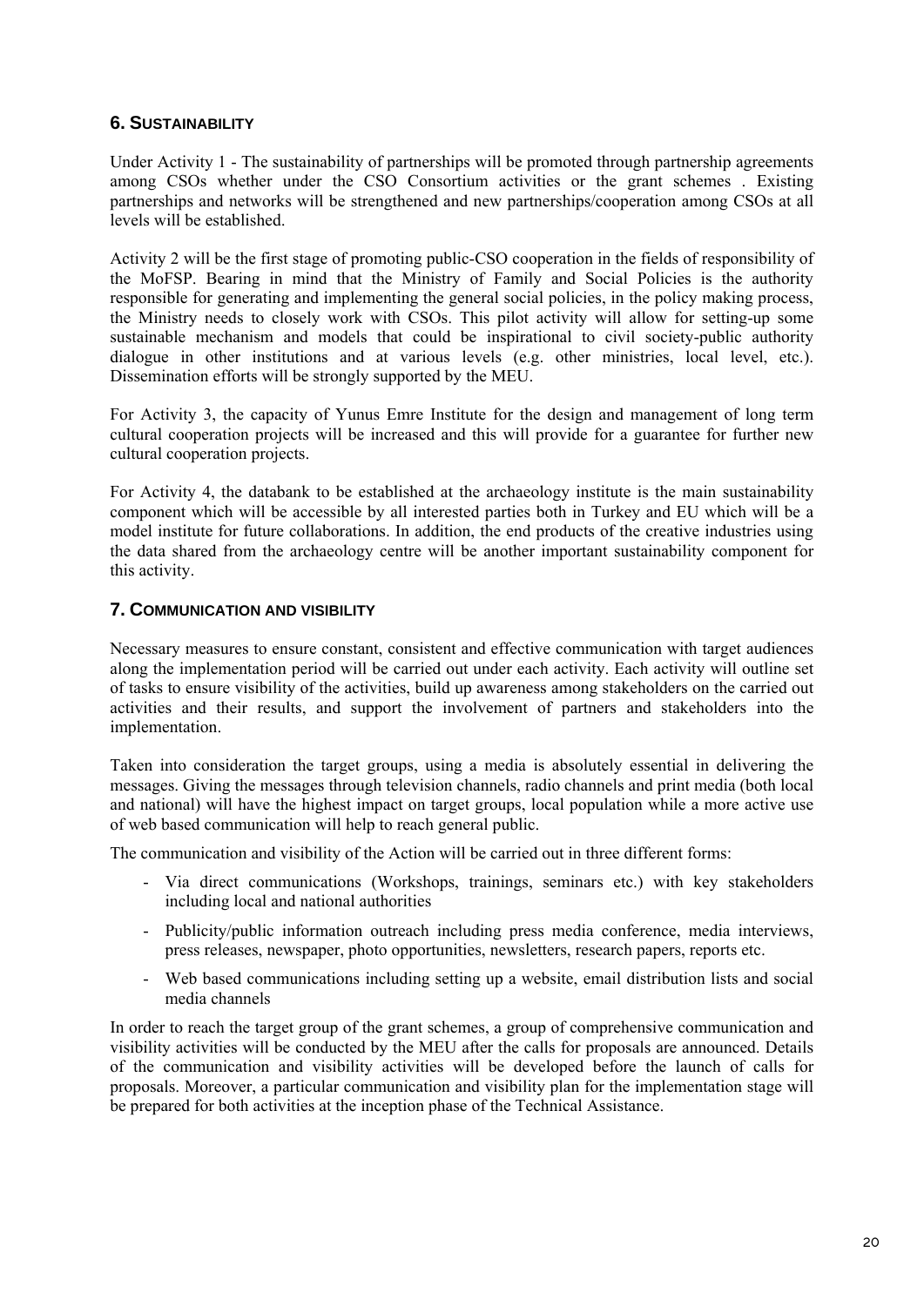## 6. SUSTAINABILITY

Under Activity 1 - The sustainability of partnerships will be promoted through partnership agreements among CSOs whether under the CSO Consortium activities or the grant schemes . Existing partnerships and networks will be strengthened and new partnerships/cooperation among CSOs at all levels will be established.

Activity 2 will be the first stage of promoting public-CSO cooperation in the fields of responsibility of the MoFSP. Bearing in mind that the Ministry of Family and Social Policies is the authority responsible for generating and implementing the general social policies, in the policy making process, the Ministry needs to closely work with CSOs. This pilot activity will allow for setting-up some sustainable mechanism and models that could be inspirational to civil society-public authority dialogue in other institutions and at various levels (e.g. other ministries, local level, etc.). Dissemination efforts will be strongly supported by the MEU.

For Activity 3, the capacity of Yunus Emre Institute for the design and management of long term cultural cooperation projects will be increased and this will provide for a guarantee for further new cultural cooperation projects.

For Activity 4, the databank to be established at the archaeology institute is the main sustainability component which will be accessible by all interested parties both in Turkey and EU which will be a model institute for future collaborations. In addition, the end products of the creative industries using the data shared from the archaeology centre will be another important sustainability component for this activity.

## 7. COMMUNICATION AND VISIBILITY

Necessary measures to ensure constant, consistent and effective communication with target audiences along the implementation period will be carried out under each activity. Each activity will outline set of tasks to ensure visibility of the activities, build up awareness among stakeholders on the carried out activities and their results, and support the involvement of partners and stakeholders into the implementation.

Taken into consideration the target groups, using a media is absolutely essential in delivering the messages. Giving the messages through television channels, radio channels and print media (both local and national) will have the highest impact on target groups, local population while a more active use of web based communication will help to reach general public.

The communication and visibility of the Action will be carried out in three different forms:

- Via direct communications (Workshops, trainings, seminars etc.) with key stakeholders including local and national authorities
- Publicity/public information outreach including press media conference, media interviews, press releases, newspaper, photo opportunities, newsletters, research papers, reports etc.
- Web based communications including setting up a website, email distribution lists and social media channels

In order to reach the target group of the grant schemes, a group of comprehensive communication and visibility activities will be conducted by the MEU after the calls for proposals are announced. Details of the communication and visibility activities will be developed before the launch of calls for proposals. Moreover, a particular communication and visibility plan for the implementation stage will be prepared for both activities at the inception phase of the Technical Assistance.